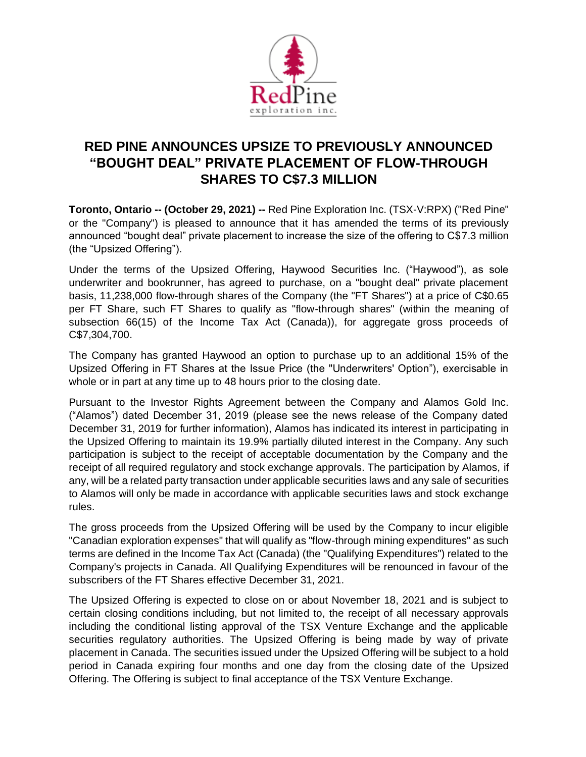# RED PINE ANNOUNCES UPSIZE TO PREVIOUSLY ANNOUNCED "BOUGHT DEAL" PRIVATE PLACEMENT OF FLOW-THROUGH SHARES TO C$7.3 MILLION

**Toronto, Ontario -- (October 29, 2021) --** Red Pine Exploration Inc. (TSX-V:RPX) ("Red Pine" or the "Company") is pleased to announce that it has amended the terms of its previously announced "bought deal" private placement to increase the size of the offering to C$7.3 million (the "Upsized Offering").

Under the terms of the Upsized Offering, Haywood Securities Inc. ("Haywood"), as sole underwriter and bookrunner, has agreed to purchase, on a "bought deal" private placement basis, 11,238,000 flow-through shares of the Company (the "FT Shares") at a price of C$0.65 per FT Share, such FT Shares to qualify as "flow-through shares" (within the meaning of subsection 66(15) of the Income Tax Act (Canada)), for aggregate gross proceeds of C$7,304,700.

The Company has granted Haywood an option to purchase up to an additional 15% of the Upsized Offering in FT Shares at the Issue Price (the "Underwriters' Option"), exercisable in whole or in part at any time up to 48 hours prior to the closing date.

Pursuant to the Investor Rights Agreement between the Company and Alamos Gold Inc. ("Alamos") dated December 31, 2019 (please see the news release of the Company dated December 31, 2019 for further information), Alamos has indicated its interest in participating in the Upsized Offering to maintain its 19.9% partially diluted interest in the Company. Any such participation is subject to the receipt of acceptable documentation by the Company and the receipt of all required regulatory and stock exchange approvals. The participation by Alamos, if any, will be a related party transaction under applicable securities laws and any sale of securities to Alamos will only be made in accordance with applicable securities laws and stock exchange rules.

The gross proceeds from the Upsized Offering will be used by the Company to incur eligible "Canadian exploration expenses" that will qualify as "flow-through mining expenditures" as such terms are defined in the Income Tax Act (Canada) (the "Qualifying Expenditures") related to the Company's projects in Canada. All Qualifying Expenditures will be renounced in favour of the subscribers of the FT Shares effective December 31, 2021.

The Upsized Offering is expected to close on or about November 18, 2021 and is subject to certain closing conditions including, but not limited to, the receipt of all necessary approvals including the conditional listing approval of the TSX Venture Exchange and the applicable securities regulatory authorities. The Upsized Offering is being made by way of private placement in Canada. The securities issued under the Upsized Offering will be subject to a hold period in Canada expiring four months and one day from the closing date of the Upsized Offering. The Offering is subject to final acceptance of the TSX Venture Exchange.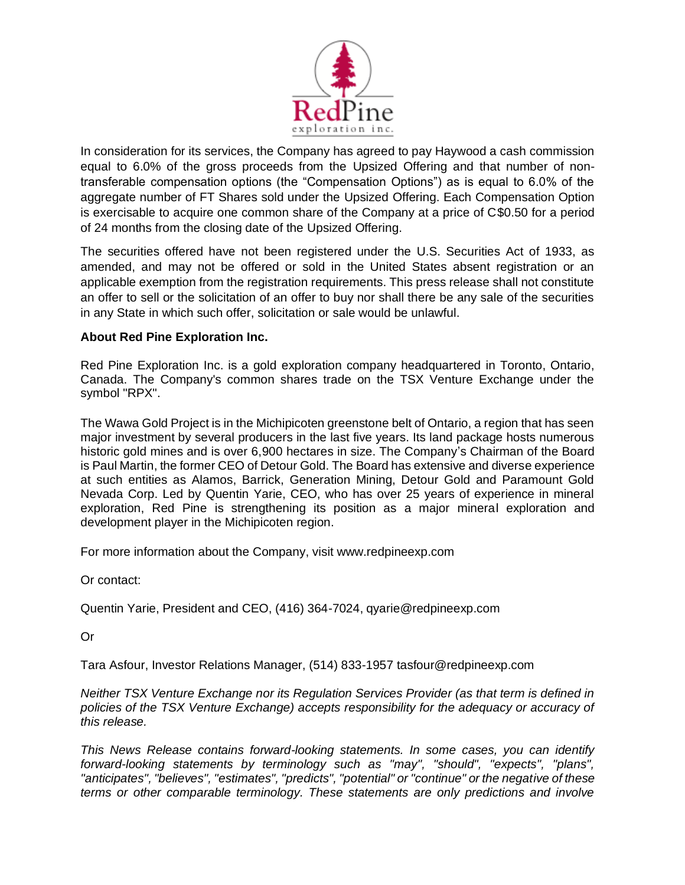In consideration for its services, the Company has agreed to pay Haywood a cash commission equal to 6.0% of the gross proceeds from the Upsized Offering and that number of non-transferable compensation options (the "Compensation Options") as is equal to 6.0% of the aggregate number of FT Shares sold under the Upsized Offering. Each Compensation Option is exercisable to acquire one common share of the Company at a price of C$0.50 for a period of 24 months from the closing date of the Upsized Offering.

The securities offered have not been registered under the U.S. Securities Act of 1933, as amended, and may not be offered or sold in the United States absent registration or an applicable exemption from the registration requirements. This press release shall not constitute an offer to sell or the solicitation of an offer to buy nor shall there be any sale of the securities in any State in which such offer, solicitation or sale would be unlawful.

**About Red Pine Exploration Inc.**

Red Pine Exploration Inc. is a gold exploration company headquartered in Toronto, Ontario, Canada. The Company's common shares trade on the TSX Venture Exchange under the symbol "RPX".

The Wawa Gold Project is in the Michipicoten greenstone belt of Ontario, a region that has seen major investment by several producers in the last five years. Its land package hosts numerous historic gold mines and is over 6,900 hectares in size. The Company's Chairman of the Board is Paul Martin, the former CEO of Detour Gold. The Board has extensive and diverse experience at such entities as Alamos, Barrick, Generation Mining, Detour Gold and Paramount Gold Nevada Corp. Led by Quentin Yarie, CEO, who has over 25 years of experience in mineral exploration, Red Pine is strengthening its position as a major mineral exploration and development player in the Michipicoten region.

For more information about the Company, visit www.redpineexp.com

Or contact:

Quentin Yarie, President and CEO, (416) 364-7024, qyarie@redpineexp.com

Or

Tara Asfour, Investor Relations Manager, (514) 833-1957 tasfour@redpineexp.com

*Neither TSX Venture Exchange nor its Regulation Services Provider (as that term is defined in policies of the TSX Venture Exchange) accepts responsibility for the adequacy or accuracy of this release.*

*This News Release contains forward-looking statements. In some cases, you can identify forward-looking statements by terminology such as "may", "should", "expects", "plans", "anticipates", "believes", "estimates", "predicts", "potential" or "continue" or the negative of these terms or other comparable terminology. These statements are only predictions and involve*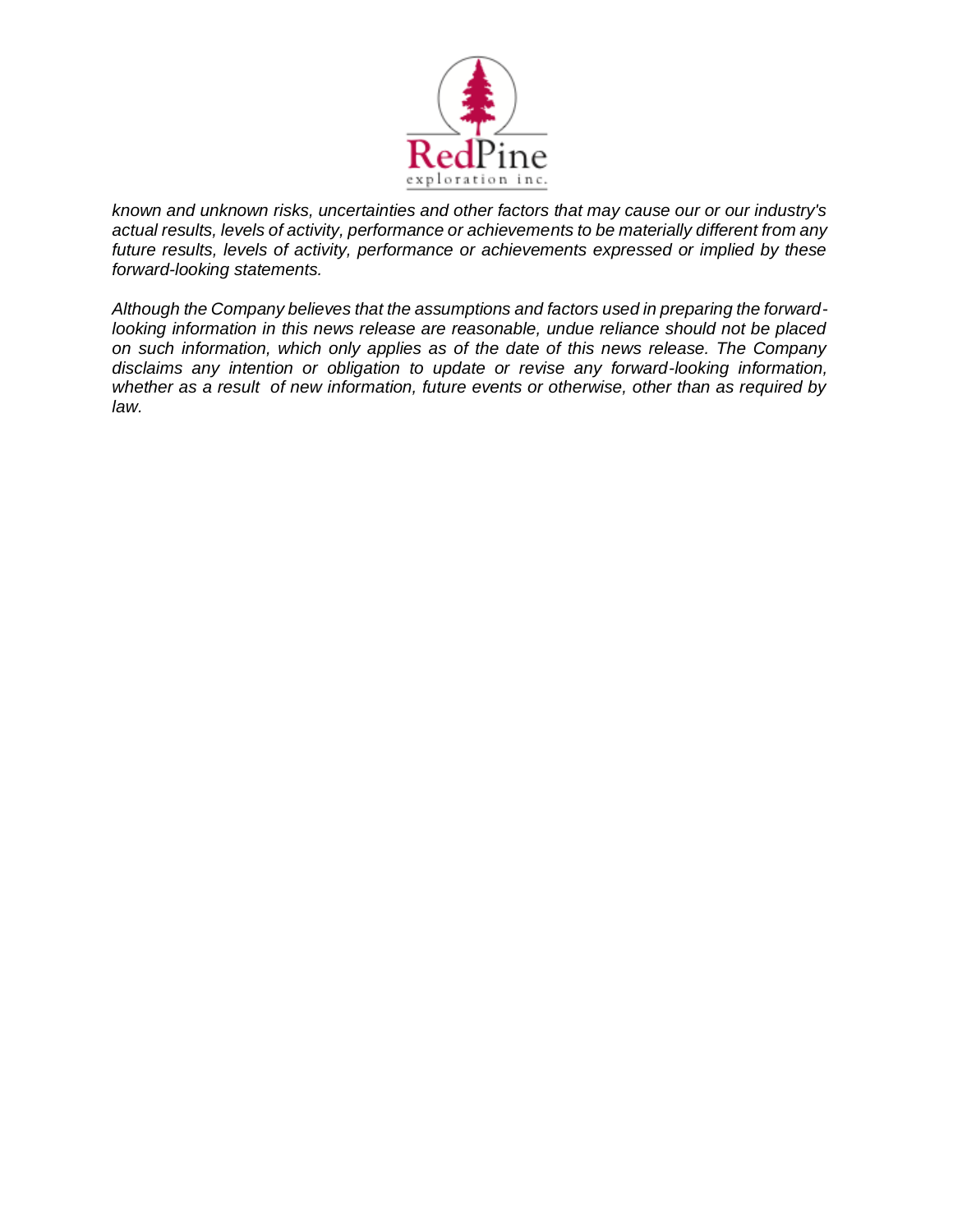*known and unknown risks, uncertainties and other factors that may cause our or our industry's actual results, levels of activity, performance or achievements to be materially different from any future results, levels of activity, performance or achievements expressed or implied by these forward-looking statements.*

*Although the Company believes that the assumptions and factors used in preparing the forward-looking information in this news release are reasonable, undue reliance should not be placed on such information, which only applies as of the date of this news release. The Company disclaims any intention or obligation to update or revise any forward-looking information, whether as a result of new information, future events or otherwise, other than as required by law.*